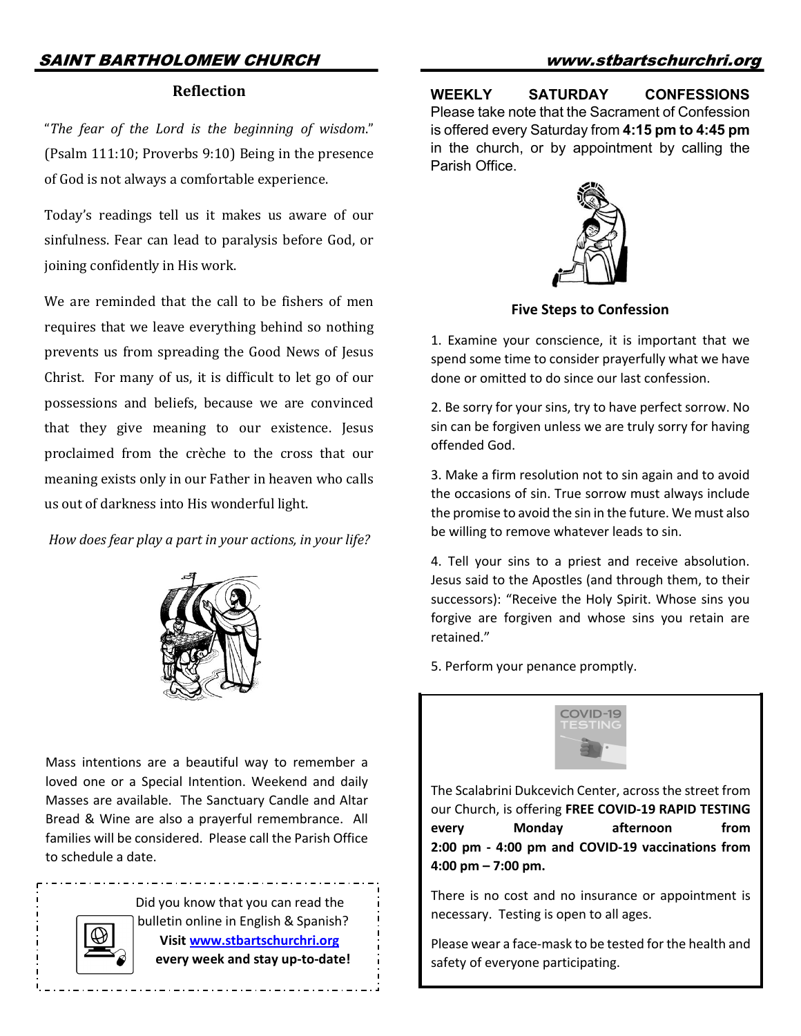## Reflection

"*The fear of the Lord is the beginning of wisdom*." (Psalm 111:10; Proverbs 9:10) Being in the presence of God is not always a comfortable experience.

Today's readings tell us it makes us aware of our sinfulness. Fear can lead to paralysis before God, or joining confidently in His work.

We are reminded that the call to be fishers of men requires that we leave everything behind so nothing prevents us from spreading the Good News of Jesus Christ. For many of us, it is difficult to let go of our possessions and beliefs, because we are convinced that they give meaning to our existence. Jesus proclaimed from the crèche to the cross that our meaning exists only in our Father in heaven who calls us out of darkness into His wonderful light.

*How does fear play a part in your actions, in your life?*

Mass intentions are a beautiful way to remember a loved one or a Special Intention. Weekend and daily Masses are available. The Sanctuary Candle and Altar Bread & Wine are also a prayerful remembrance. All families will be considered. Please call the Parish Office to schedule a date.

Did you know that you can read the bulletin online in English & Spanish? **Visit www.stbartschurchri.org every week and stay up-to-date!**

**WEEKLY SATURDAY CONFESSIONS**
Please take note that the Sacrament of Confession is offered every Saturday from **4:15 pm to 4:45 pm** in the church, or by appointment by calling the Parish Office.

### Five Steps to Confession

1. Examine your conscience, it is important that we spend some time to consider prayerfully what we have done or omitted to do since our last confession.

2. Be sorry for your sins, try to have perfect sorrow. No sin can be forgiven unless we are truly sorry for having offended God.

3. Make a firm resolution not to sin again and to avoid the occasions of sin. True sorrow must always include the promise to avoid the sin in the future. We must also be willing to remove whatever leads to sin.

4. Tell your sins to a priest and receive absolution. Jesus said to the Apostles (and through them, to their successors): "Receive the Holy Spirit. Whose sins you forgive are forgiven and whose sins you retain are retained."

5. Perform your penance promptly.

COVID-19 TESTING

The Scalabrini Dukcevich Center, across the street from our Church, is offering **FREE COVID-19 RAPID TESTING every Monday afternoon from 2:00 pm - 4:00 pm and COVID-19 vaccinations from 4:00 pm – 7:00 pm.**

There is no cost and no insurance or appointment is necessary. Testing is open to all ages.

Please wear a face-mask to be tested for the health and safety of everyone participating.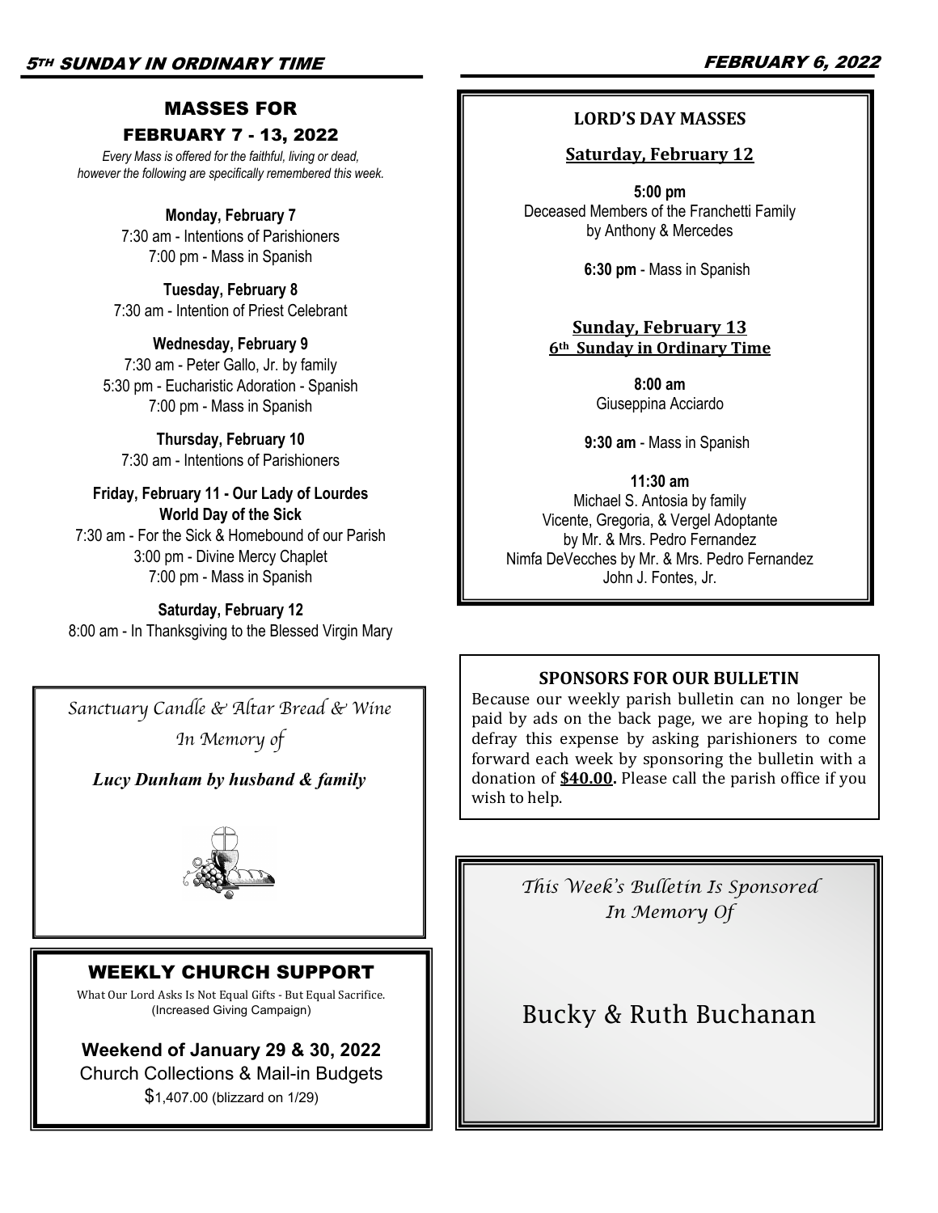## MASSES FOR FEBRUARY 7 - 13, 2022

*Every Mass is offered for the faithful, living or dead, however the following are specifically remembered this week.*

**Monday, February 7**
7:30 am - Intentions of Parishioners
7:00 pm - Mass in Spanish

**Tuesday, February 8**
7:30 am - Intention of Priest Celebrant

**Wednesday, February 9**
7:30 am - Peter Gallo, Jr. by family
5:30 pm - Eucharistic Adoration - Spanish
7:00 pm - Mass in Spanish

**Thursday, February 10**
7:30 am - Intentions of Parishioners

**Friday, February 11 - Our Lady of Lourdes**
**World Day of the Sick**
7:30 am - For the Sick & Homebound of our Parish
3:00 pm - Divine Mercy Chaplet
7:00 pm - Mass in Spanish

**Saturday, February 12**
8:00 am - In Thanksgiving to the Blessed Virgin Mary

*Sanctuary Candle & Altar Bread & Wine*
*In Memory of*

***Lucy Dunham by husband & family***

## WEEKLY CHURCH SUPPORT

What Our Lord Asks Is Not Equal Gifts - But Equal Sacrifice.
(Increased Giving Campaign)

**Weekend of January 29 & 30, 2022**
Church Collections & Mail-in Budgets
$1,407.00 (blizzard on 1/29)

## LORD'S DAY MASSES

**Saturday, February 12**

**5:00 pm**
Deceased Members of the Franchetti Family
by Anthony & Mercedes

**6:30 pm** - Mass in Spanish

**Sunday, February 13**
**6th Sunday in Ordinary Time**

**8:00 am**
Giuseppina Acciardo

**9:30 am** - Mass in Spanish

**11:30 am**
Michael S. Antosia by family
Vicente, Gregoria, & Vergel Adoptante
by Mr. & Mrs. Pedro Fernandez
Nimfa DeVecches by Mr. & Mrs. Pedro Fernandez
John J. Fontes, Jr.

## SPONSORS FOR OUR BULLETIN

Because our weekly parish bulletin can no longer be paid by ads on the back page, we are hoping to help defray this expense by asking parishioners to come forward each week by sponsoring the bulletin with a donation of **$40.00.** Please call the parish office if you wish to help.

*This Week's Bulletin Is Sponsored*
*In Memory Of*

Bucky & Ruth Buchanan